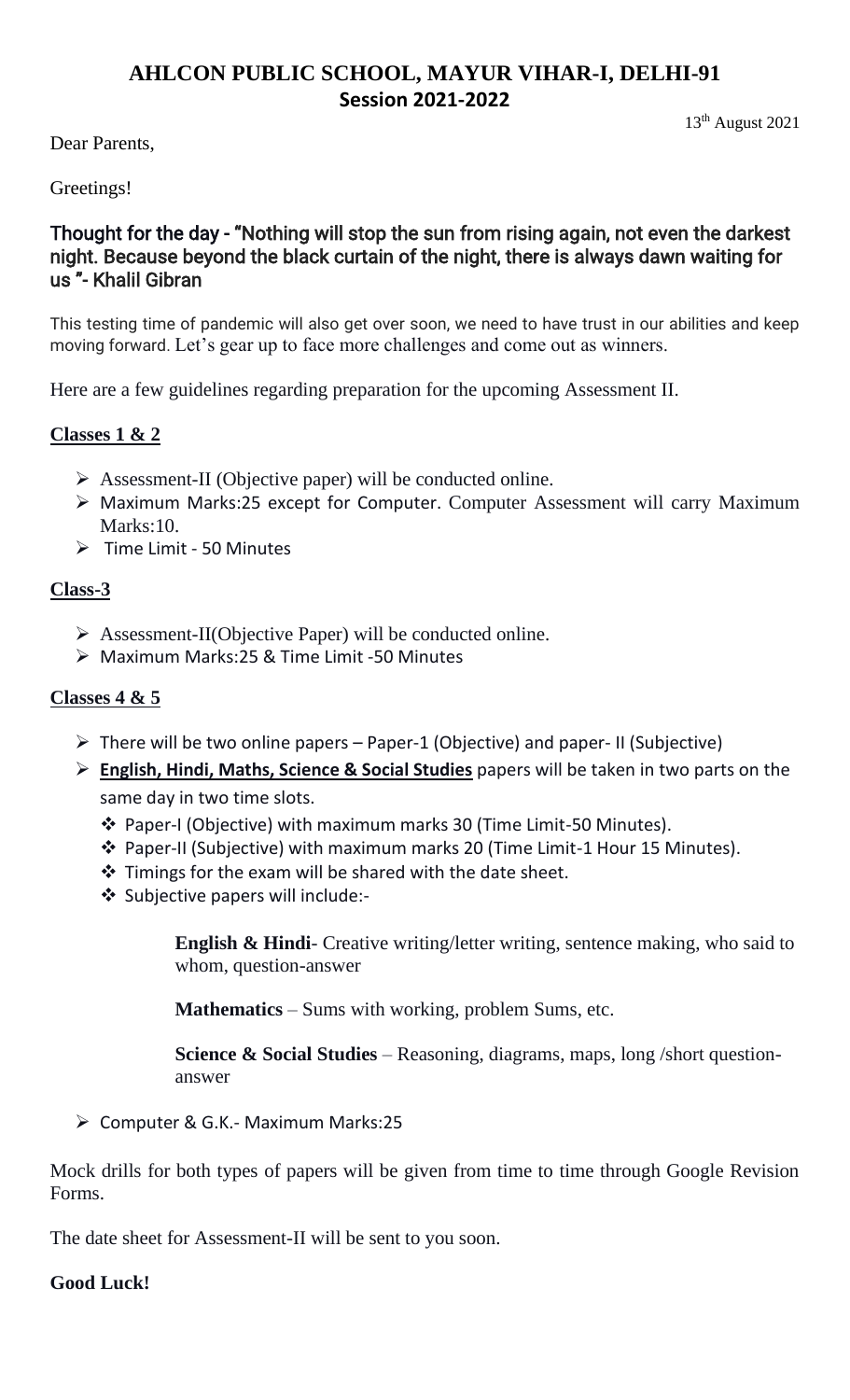# AHLCON PUBLIC SCHOOL, MAYUR VIHAR-I, DELHI-91

## Session 2021-2022

13th August 2021

Dear Parents,

Greetings!

**Thought for the day - "Nothing will stop the sun from rising again, not even the darkest night. Because beyond the black curtain of the night, there is always dawn waiting for us "- Khalil Gibran**

This testing time of pandemic will also get over soon, we need to have trust in our abilities and keep moving forward. Let's gear up to face more challenges and come out as winners.

Here are a few guidelines regarding preparation for the upcoming Assessment II.

### Classes 1 & 2

- Assessment-II (Objective paper) will be conducted online.
- Maximum Marks:25 except for Computer. Computer Assessment will carry Maximum Marks:10.
- Time Limit - 50 Minutes

### Class-3

- Assessment-II(Objective Paper) will be conducted online.
- Maximum Marks:25 & Time Limit -50 Minutes

### Classes 4 & 5

- There will be two online papers – Paper-1 (Objective) and paper- II (Subjective)
- **English, Hindi, Maths, Science & Social Studies** papers will be taken in two parts on the same day in two time slots.
  - Paper-I (Objective) with maximum marks 30 (Time Limit-50 Minutes).
  - Paper-II (Subjective) with maximum marks 20 (Time Limit-1 Hour 15 Minutes).
  - Timings for the exam will be shared with the date sheet.
  - Subjective papers will include:-

    **English & Hindi**- Creative writing/letter writing, sentence making, who said to whom, question-answer

    **Mathematics** – Sums with working, problem Sums, etc.

    **Science & Social Studies** – Reasoning, diagrams, maps, long /short question-answer

- Computer & G.K.- Maximum Marks:25

Mock drills for both types of papers will be given from time to time through Google Revision Forms.

The date sheet for Assessment-II will be sent to you soon.

**Good Luck!**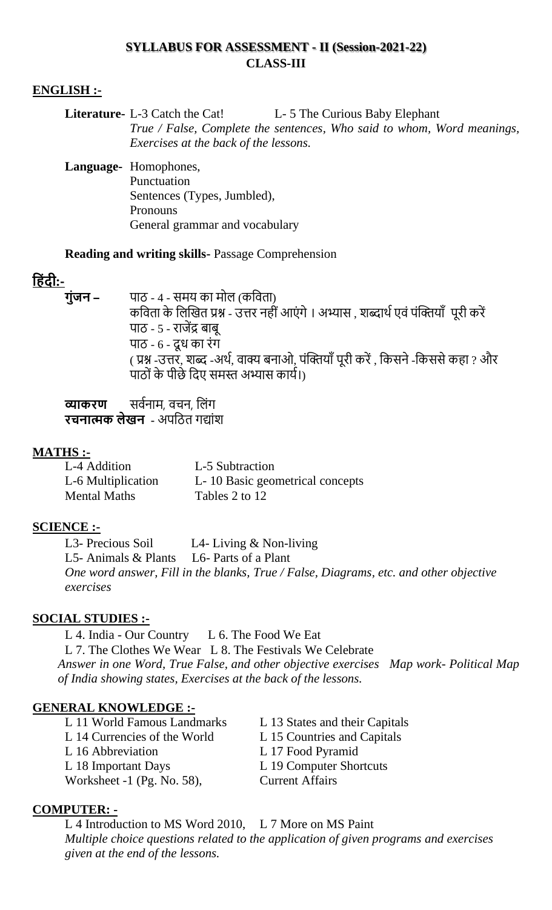# SYLLABUS FOR ASSESSMENT - II (Session-2021-22)
## CLASS-III

### ENGLISH :-

**Literature-** L-3 Catch the Cat! L- 5 The Curious Baby Elephant
*True / False, Complete the sentences, Who said to whom, Word meanings, Exercises at the back of the lessons.*

**Language-** Homophones,
Punctuation
Sentences (Types, Jumbled),
Pronouns
General grammar and vocabulary

**Reading and writing skills-** Passage Comprehension

### हिंदी:-

**गुंजन –** पाठ - 4 - समय का मोल (कविता)
कविता के लिखित प्रश्न - उत्तर नहीं आएंगे । अभ्यास , शब्दार्थ एवं पंक्तियाँ पूरी करें
पाठ - 5 - राजेंद्र बाबू
पाठ - 6 - दूध का रंग
( प्रश्न -उत्तर, शब्द -अर्थ, वाक्य बनाओ, पंक्तियाँ पूरी करें , किसने -किससे कहा ? और पाठों के पीछे दिए समस्त अभ्यास कार्य।)

**व्याकरण** सर्वनाम, वचन, लिंग
**रचनात्मक लेखन** - अपठित गद्यांश

### MATHS :-

| | |
|---|---|
| L-4 Addition | L-5 Subtraction |
| L-6 Multiplication | L- 10 Basic geometrical concepts |
| Mental Maths | Tables 2 to 12 |

### SCIENCE :-

L3- Precious Soil L4- Living & Non-living
L5- Animals & Plants L6- Parts of a Plant
*One word answer, Fill in the blanks, True / False, Diagrams, etc. and other objective exercises*

### SOCIAL STUDIES :-

L 4. India - Our Country L 6. The Food We Eat
L 7. The Clothes We Wear L 8. The Festivals We Celebrate
*Answer in one Word, True False, and other objective exercises Map work- Political Map of India showing states, Exercises at the back of the lessons.*

### GENERAL KNOWLEDGE :-

| | |
|---|---|
| L 11 World Famous Landmarks | L 13 States and their Capitals |
| L 14 Currencies of the World | L 15 Countries and Capitals |
| L 16 Abbreviation | L 17 Food Pyramid |
| L 18 Important Days | L 19 Computer Shortcuts |
| Worksheet -1 (Pg. No. 58), | Current Affairs |

### COMPUTER: -

L 4 Introduction to MS Word 2010, L 7 More on MS Paint
*Multiple choice questions related to the application of given programs and exercises given at the end of the lessons.*